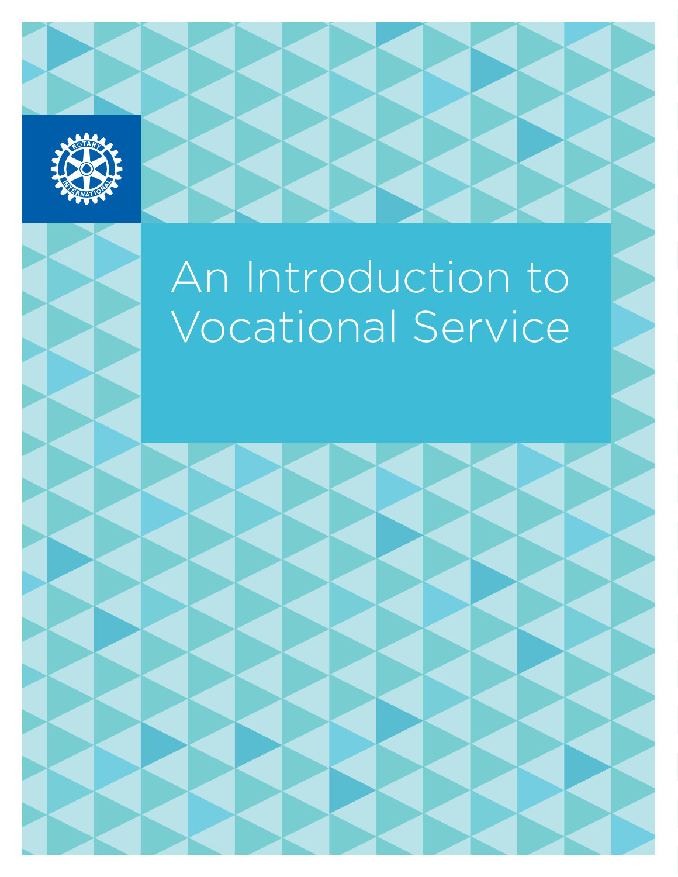# An Introduction to Vocational Service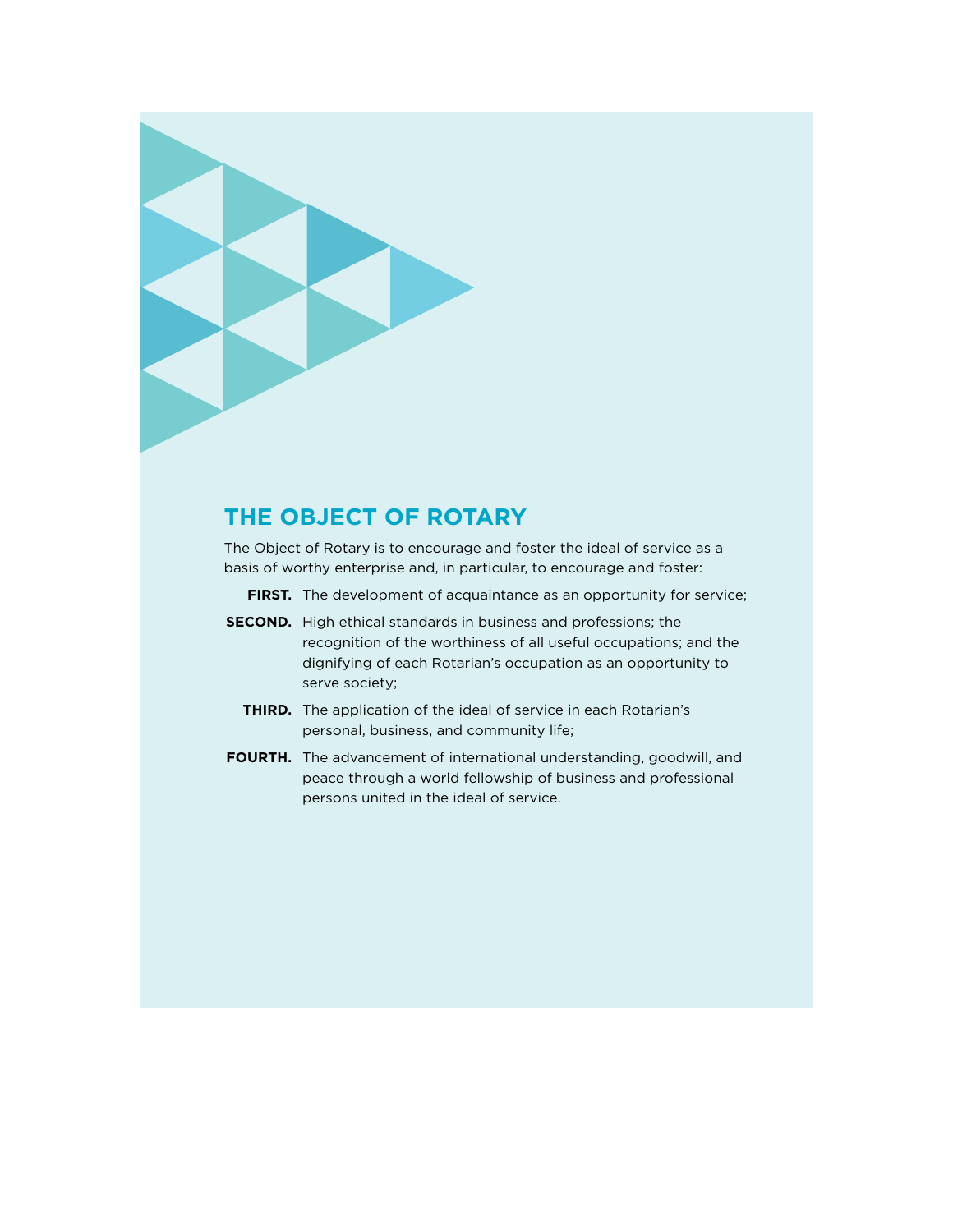## THE OBJECT OF ROTARY

The Object of Rotary is to encourage and foster the ideal of service as a basis of worthy enterprise and, in particular, to encourage and foster:

**FIRST.** The development of acquaintance as an opportunity for service;

**SECOND.** High ethical standards in business and professions; the recognition of the worthiness of all useful occupations; and the dignifying of each Rotarian's occupation as an opportunity to serve society;

**THIRD.** The application of the ideal of service in each Rotarian's personal, business, and community life;

**FOURTH.** The advancement of international understanding, goodwill, and peace through a world fellowship of business and professional persons united in the ideal of service.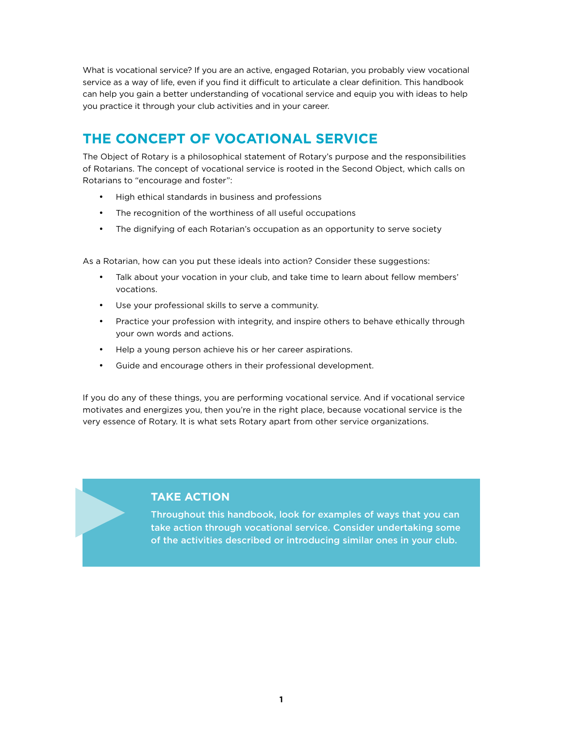What is vocational service? If you are an active, engaged Rotarian, you probably view vocational service as a way of life, even if you find it difficult to articulate a clear definition. This handbook can help you gain a better understanding of vocational service and equip you with ideas to help you practice it through your club activities and in your career.

## THE CONCEPT OF VOCATIONAL SERVICE

The Object of Rotary is a philosophical statement of Rotary's purpose and the responsibilities of Rotarians. The concept of vocational service is rooted in the Second Object, which calls on Rotarians to "encourage and foster":

- High ethical standards in business and professions
- The recognition of the worthiness of all useful occupations
- The dignifying of each Rotarian's occupation as an opportunity to serve society

As a Rotarian, how can you put these ideals into action? Consider these suggestions:

- Talk about your vocation in your club, and take time to learn about fellow members' vocations.
- Use your professional skills to serve a community.
- Practice your profession with integrity, and inspire others to behave ethically through your own words and actions.
- Help a young person achieve his or her career aspirations.
- Guide and encourage others in their professional development.

If you do any of these things, you are performing vocational service. And if vocational service motivates and energizes you, then you're in the right place, because vocational service is the very essence of Rotary. It is what sets Rotary apart from other service organizations.

### TAKE ACTION

**Throughout this handbook, look for examples of ways that you can take action through vocational service. Consider undertaking some of the activities described or introducing similar ones in your club.**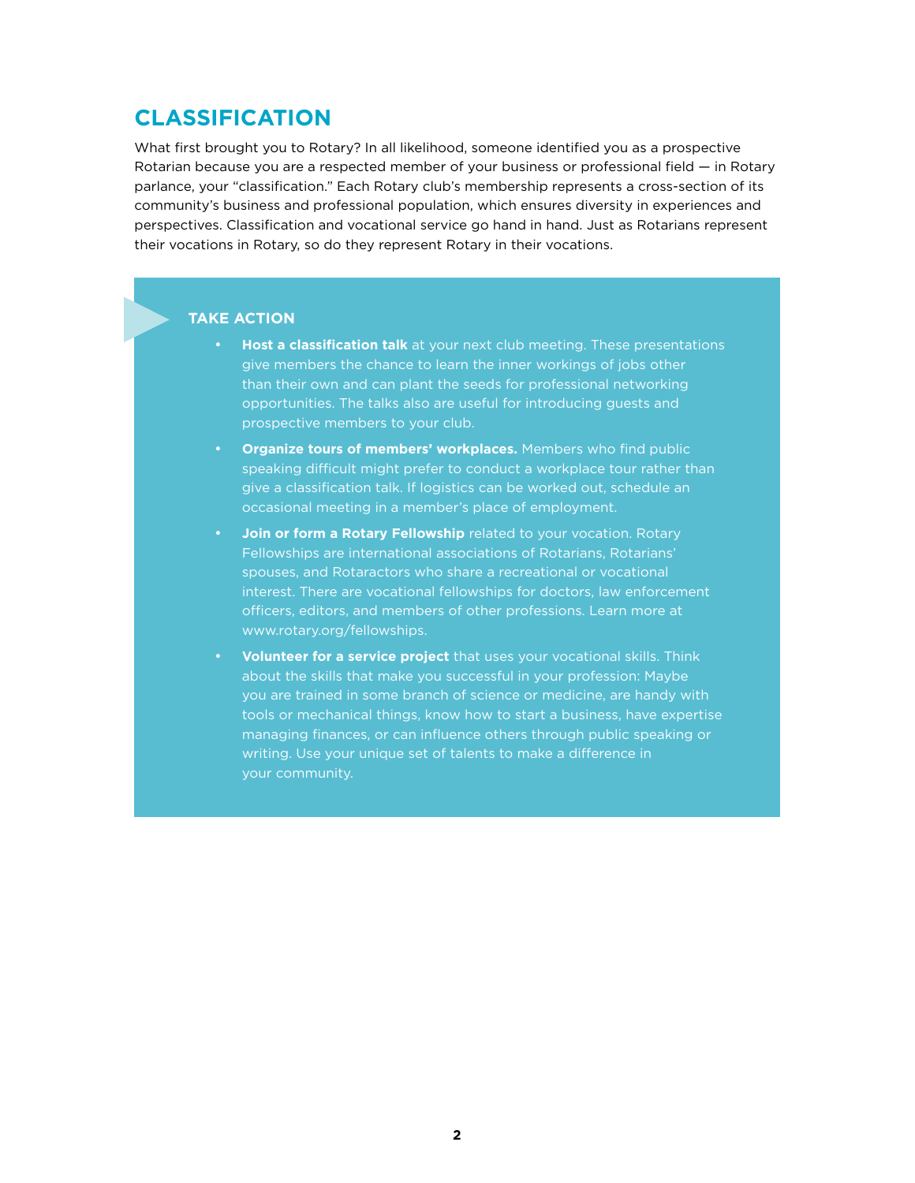## CLASSIFICATION

What first brought you to Rotary? In all likelihood, someone identified you as a prospective Rotarian because you are a respected member of your business or professional field — in Rotary parlance, your "classification." Each Rotary club's membership represents a cross-section of its community's business and professional population, which ensures diversity in experiences and perspectives. Classification and vocational service go hand in hand. Just as Rotarians represent their vocations in Rotary, so do they represent Rotary in their vocations.

### TAKE ACTION

- **Host a classification talk** at your next club meeting. These presentations give members the chance to learn the inner workings of jobs other than their own and can plant the seeds for professional networking opportunities. The talks also are useful for introducing guests and prospective members to your club.
- **Organize tours of members' workplaces.** Members who find public speaking difficult might prefer to conduct a workplace tour rather than give a classification talk. If logistics can be worked out, schedule an occasional meeting in a member's place of employment.
- **Join or form a Rotary Fellowship** related to your vocation. Rotary Fellowships are international associations of Rotarians, Rotarians' spouses, and Rotaractors who share a recreational or vocational interest. There are vocational fellowships for doctors, law enforcement officers, editors, and members of other professions. Learn more at www.rotary.org/fellowships.
- **Volunteer for a service project** that uses your vocational skills. Think about the skills that make you successful in your profession: Maybe you are trained in some branch of science or medicine, are handy with tools or mechanical things, know how to start a business, have expertise managing finances, or can influence others through public speaking or writing. Use your unique set of talents to make a difference in your community.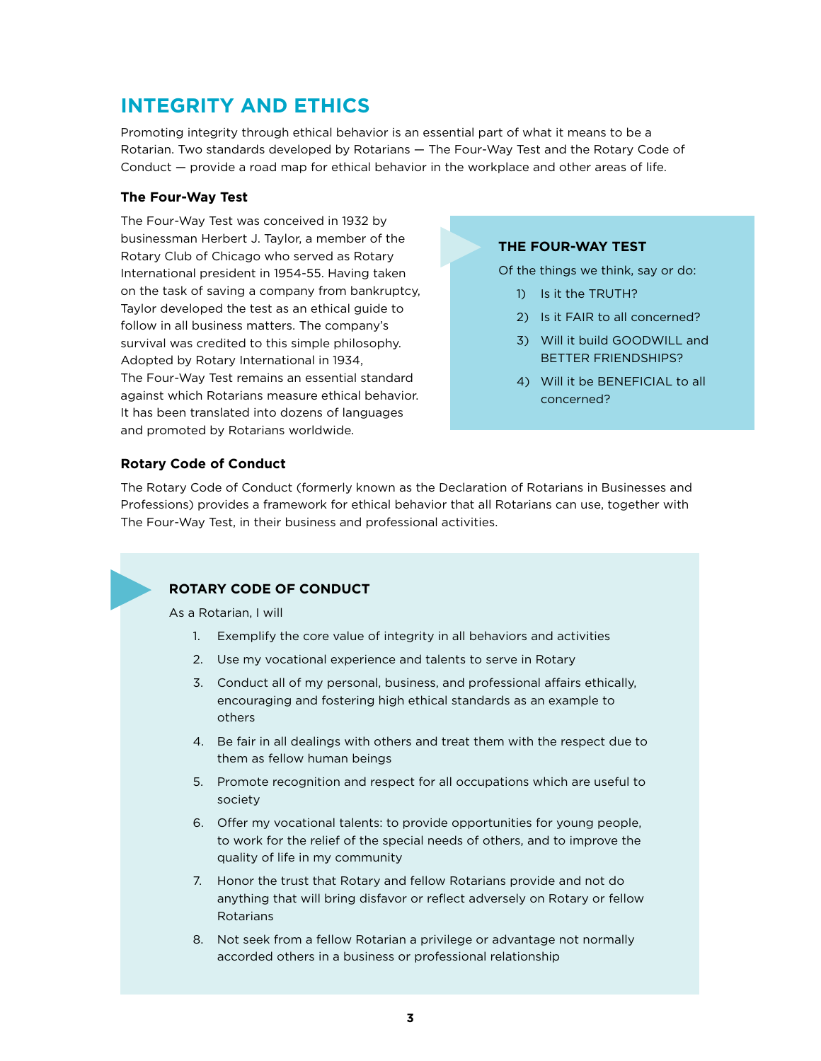## INTEGRITY AND ETHICS

Promoting integrity through ethical behavior is an essential part of what it means to be a Rotarian. Two standards developed by Rotarians — The Four-Way Test and the Rotary Code of Conduct — provide a road map for ethical behavior in the workplace and other areas of life.

### The Four-Way Test

The Four-Way Test was conceived in 1932 by businessman Herbert J. Taylor, a member of the Rotary Club of Chicago who served as Rotary International president in 1954-55. Having taken on the task of saving a company from bankruptcy, Taylor developed the test as an ethical guide to follow in all business matters. The company's survival was credited to this simple philosophy. Adopted by Rotary International in 1934, The Four-Way Test remains an essential standard against which Rotarians measure ethical behavior. It has been translated into dozens of languages and promoted by Rotarians worldwide.

**THE FOUR-WAY TEST**

Of the things we think, say or do:

1) Is it the TRUTH?
2) Is it FAIR to all concerned?
3) Will it build GOODWILL and BETTER FRIENDSHIPS?
4) Will it be BENEFICIAL to all concerned?

### Rotary Code of Conduct

The Rotary Code of Conduct (formerly known as the Declaration of Rotarians in Businesses and Professions) provides a framework for ethical behavior that all Rotarians can use, together with The Four-Way Test, in their business and professional activities.

**ROTARY CODE OF CONDUCT**

As a Rotarian, I will

1. Exemplify the core value of integrity in all behaviors and activities
2. Use my vocational experience and talents to serve in Rotary
3. Conduct all of my personal, business, and professional affairs ethically, encouraging and fostering high ethical standards as an example to others
4. Be fair in all dealings with others and treat them with the respect due to them as fellow human beings
5. Promote recognition and respect for all occupations which are useful to society
6. Offer my vocational talents: to provide opportunities for young people, to work for the relief of the special needs of others, and to improve the quality of life in my community
7. Honor the trust that Rotary and fellow Rotarians provide and not do anything that will bring disfavor or reflect adversely on Rotary or fellow Rotarians
8. Not seek from a fellow Rotarian a privilege or advantage not normally accorded others in a business or professional relationship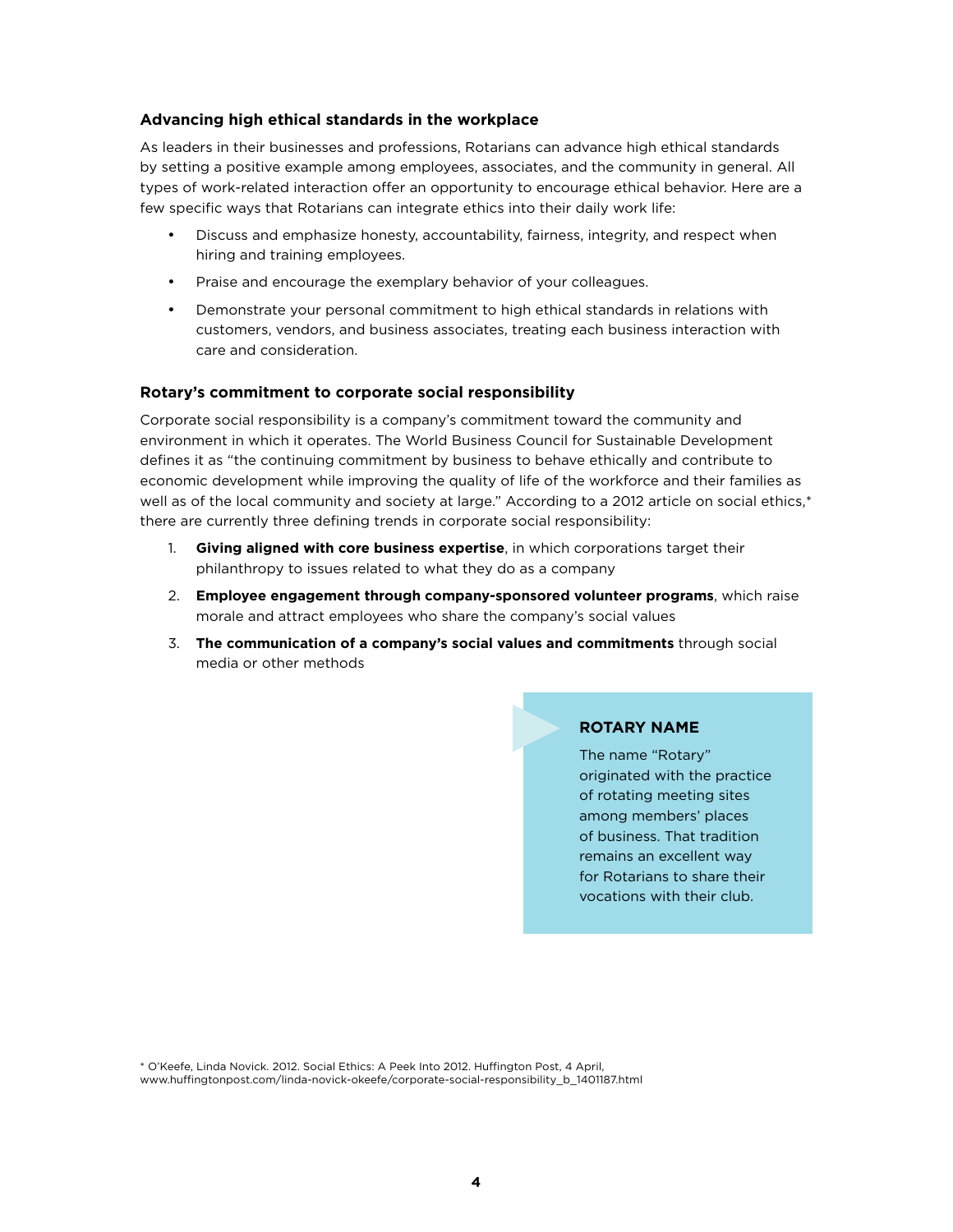### Advancing high ethical standards in the workplace

As leaders in their businesses and professions, Rotarians can advance high ethical standards by setting a positive example among employees, associates, and the community in general. All types of work-related interaction offer an opportunity to encourage ethical behavior. Here are a few specific ways that Rotarians can integrate ethics into their daily work life:

- Discuss and emphasize honesty, accountability, fairness, integrity, and respect when hiring and training employees.
- Praise and encourage the exemplary behavior of your colleagues.
- Demonstrate your personal commitment to high ethical standards in relations with customers, vendors, and business associates, treating each business interaction with care and consideration.

### Rotary's commitment to corporate social responsibility

Corporate social responsibility is a company's commitment toward the community and environment in which it operates. The World Business Council for Sustainable Development defines it as "the continuing commitment by business to behave ethically and contribute to economic development while improving the quality of life of the workforce and their families as well as of the local community and society at large." According to a 2012 article on social ethics,* there are currently three defining trends in corporate social responsibility:

1. **Giving aligned with core business expertise**, in which corporations target their philanthropy to issues related to what they do as a company
2. **Employee engagement through company-sponsored volunteer programs**, which raise morale and attract employees who share the company's social values
3. **The communication of a company's social values and commitments** through social media or other methods

> **ROTARY NAME**
>
> The name "Rotary" originated with the practice of rotating meeting sites among members' places of business. That tradition remains an excellent way for Rotarians to share their vocations with their club.

* O'Keefe, Linda Novick. 2012. Social Ethics: A Peek Into 2012. Huffington Post, 4 April, www.huffingtonpost.com/linda-novick-okeefe/corporate-social-responsibility_b_1401187.html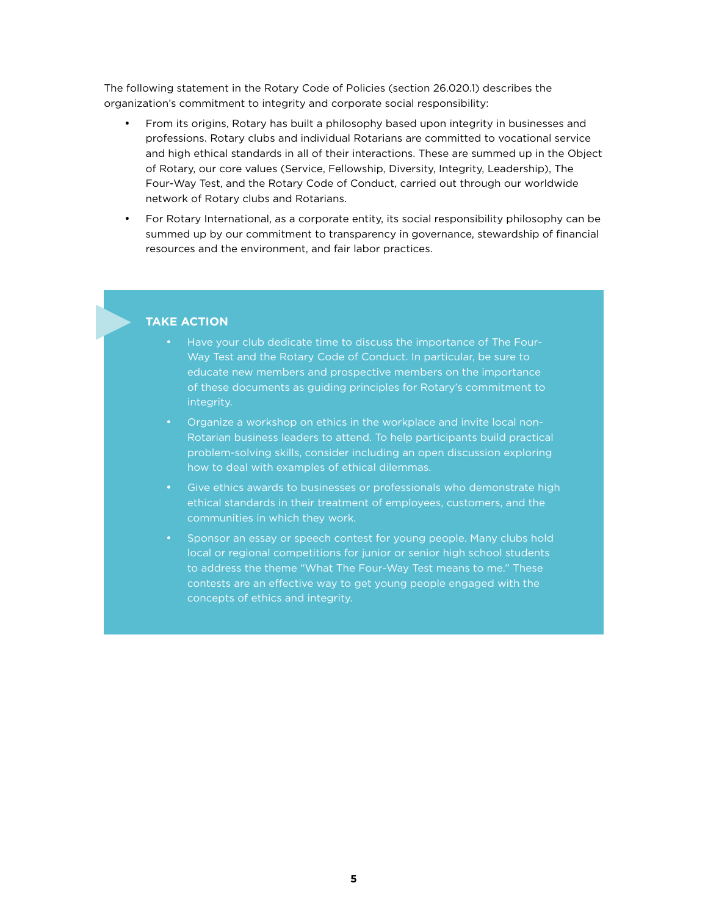The following statement in the Rotary Code of Policies (section 26.020.1) describes the organization's commitment to integrity and corporate social responsibility:

- From its origins, Rotary has built a philosophy based upon integrity in businesses and professions. Rotary clubs and individual Rotarians are committed to vocational service and high ethical standards in all of their interactions. These are summed up in the Object of Rotary, our core values (Service, Fellowship, Diversity, Integrity, Leadership), The Four-Way Test, and the Rotary Code of Conduct, carried out through our worldwide network of Rotary clubs and Rotarians.
- For Rotary International, as a corporate entity, its social responsibility philosophy can be summed up by our commitment to transparency in governance, stewardship of financial resources and the environment, and fair labor practices.

## TAKE ACTION

- Have your club dedicate time to discuss the importance of The Four-Way Test and the Rotary Code of Conduct. In particular, be sure to educate new members and prospective members on the importance of these documents as guiding principles for Rotary's commitment to integrity.
- Organize a workshop on ethics in the workplace and invite local non-Rotarian business leaders to attend. To help participants build practical problem-solving skills, consider including an open discussion exploring how to deal with examples of ethical dilemmas.
- Give ethics awards to businesses or professionals who demonstrate high ethical standards in their treatment of employees, customers, and the communities in which they work.
- Sponsor an essay or speech contest for young people. Many clubs hold local or regional competitions for junior or senior high school students to address the theme "What The Four-Way Test means to me." These contests are an effective way to get young people engaged with the concepts of ethics and integrity.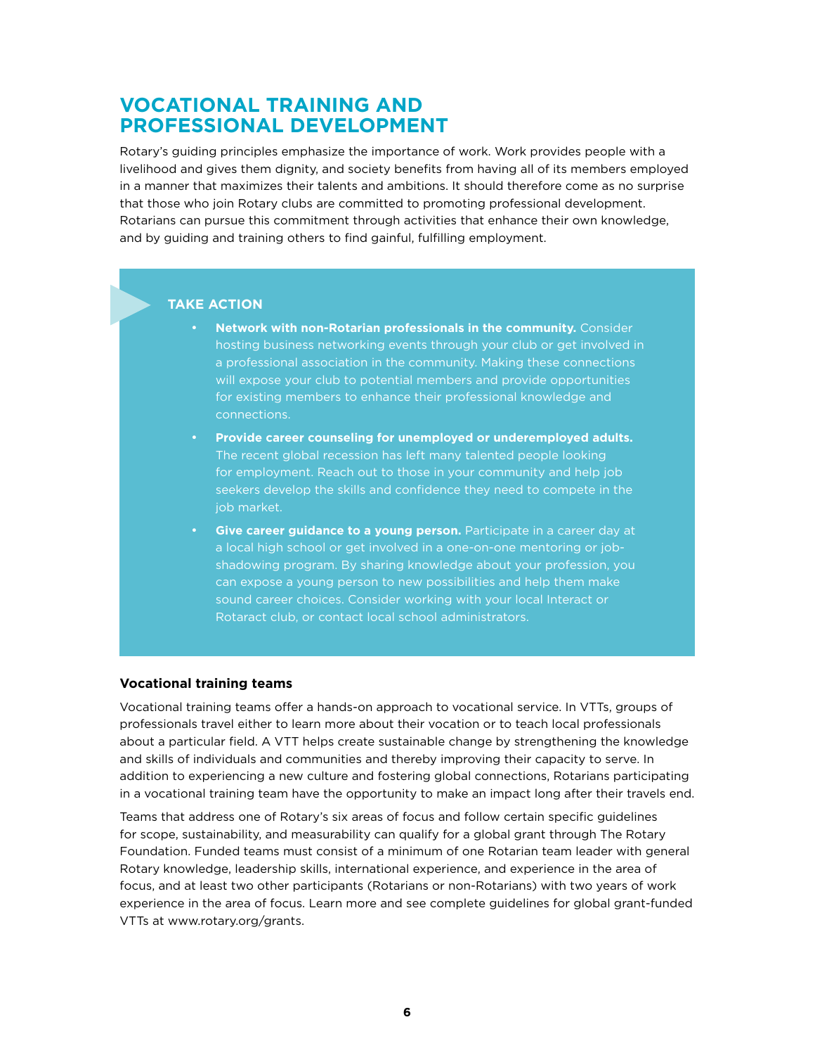# VOCATIONAL TRAINING AND PROFESSIONAL DEVELOPMENT

Rotary's guiding principles emphasize the importance of work. Work provides people with a livelihood and gives them dignity, and society benefits from having all of its members employed in a manner that maximizes their talents and ambitions. It should therefore come as no surprise that those who join Rotary clubs are committed to promoting professional development. Rotarians can pursue this commitment through activities that enhance their own knowledge, and by guiding and training others to find gainful, fulfilling employment.

## TAKE ACTION

- **Network with non-Rotarian professionals in the community.** Consider hosting business networking events through your club or get involved in a professional association in the community. Making these connections will expose your club to potential members and provide opportunities for existing members to enhance their professional knowledge and connections.
- **Provide career counseling for unemployed or underemployed adults.** The recent global recession has left many talented people looking for employment. Reach out to those in your community and help job seekers develop the skills and confidence they need to compete in the job market.
- **Give career guidance to a young person.** Participate in a career day at a local high school or get involved in a one-on-one mentoring or job-shadowing program. By sharing knowledge about your profession, you can expose a young person to new possibilities and help them make sound career choices. Consider working with your local Interact or Rotaract club, or contact local school administrators.

### Vocational training teams

Vocational training teams offer a hands-on approach to vocational service. In VTTs, groups of professionals travel either to learn more about their vocation or to teach local professionals about a particular field. A VTT helps create sustainable change by strengthening the knowledge and skills of individuals and communities and thereby improving their capacity to serve. In addition to experiencing a new culture and fostering global connections, Rotarians participating in a vocational training team have the opportunity to make an impact long after their travels end.

Teams that address one of Rotary's six areas of focus and follow certain specific guidelines for scope, sustainability, and measurability can qualify for a global grant through The Rotary Foundation. Funded teams must consist of a minimum of one Rotarian team leader with general Rotary knowledge, leadership skills, international experience, and experience in the area of focus, and at least two other participants (Rotarians or non-Rotarians) with two years of work experience in the area of focus. Learn more and see complete guidelines for global grant-funded VTTs at www.rotary.org/grants.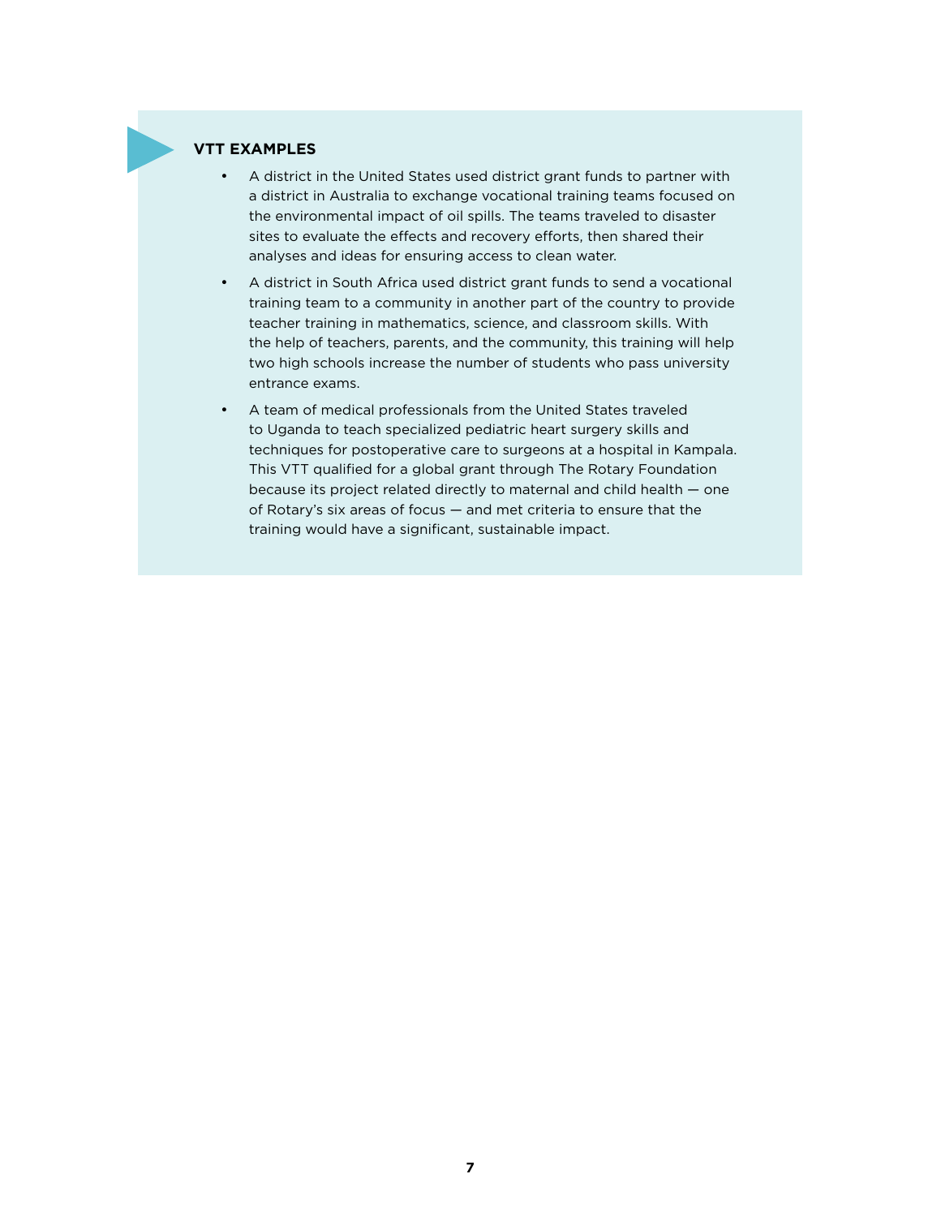### VTT EXAMPLES

- A district in the United States used district grant funds to partner with a district in Australia to exchange vocational training teams focused on the environmental impact of oil spills. The teams traveled to disaster sites to evaluate the effects and recovery efforts, then shared their analyses and ideas for ensuring access to clean water.
- A district in South Africa used district grant funds to send a vocational training team to a community in another part of the country to provide teacher training in mathematics, science, and classroom skills. With the help of teachers, parents, and the community, this training will help two high schools increase the number of students who pass university entrance exams.
- A team of medical professionals from the United States traveled to Uganda to teach specialized pediatric heart surgery skills and techniques for postoperative care to surgeons at a hospital in Kampala. This VTT qualified for a global grant through The Rotary Foundation because its project related directly to maternal and child health — one of Rotary's six areas of focus — and met criteria to ensure that the training would have a significant, sustainable impact.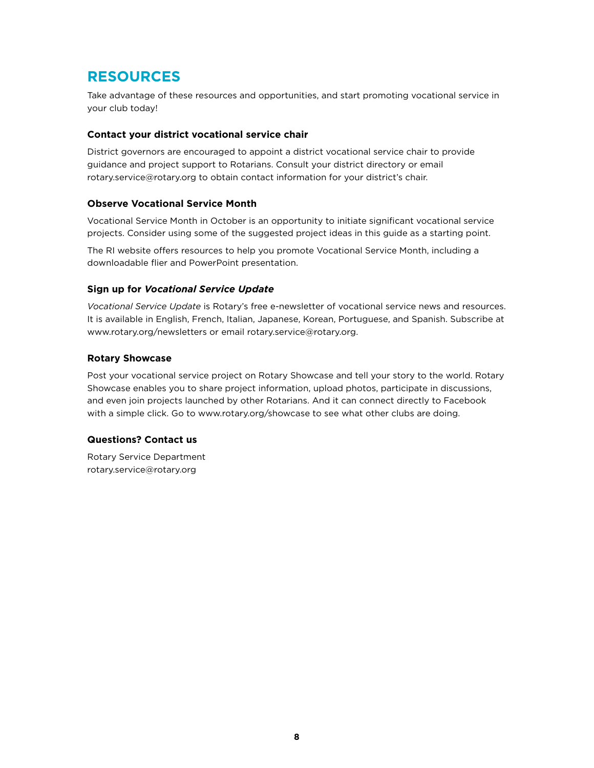# RESOURCES

Take advantage of these resources and opportunities, and start promoting vocational service in your club today!

### Contact your district vocational service chair

District governors are encouraged to appoint a district vocational service chair to provide guidance and project support to Rotarians. Consult your district directory or email rotary.service@rotary.org to obtain contact information for your district's chair.

### Observe Vocational Service Month

Vocational Service Month in October is an opportunity to initiate significant vocational service projects. Consider using some of the suggested project ideas in this guide as a starting point.

The RI website offers resources to help you promote Vocational Service Month, including a downloadable flier and PowerPoint presentation.

### Sign up for *Vocational Service Update*

*Vocational Service Update* is Rotary's free e-newsletter of vocational service news and resources. It is available in English, French, Italian, Japanese, Korean, Portuguese, and Spanish. Subscribe at www.rotary.org/newsletters or email rotary.service@rotary.org.

### Rotary Showcase

Post your vocational service project on Rotary Showcase and tell your story to the world. Rotary Showcase enables you to share project information, upload photos, participate in discussions, and even join projects launched by other Rotarians. And it can connect directly to Facebook with a simple click. Go to www.rotary.org/showcase to see what other clubs are doing.

### Questions? Contact us

Rotary Service Department
rotary.service@rotary.org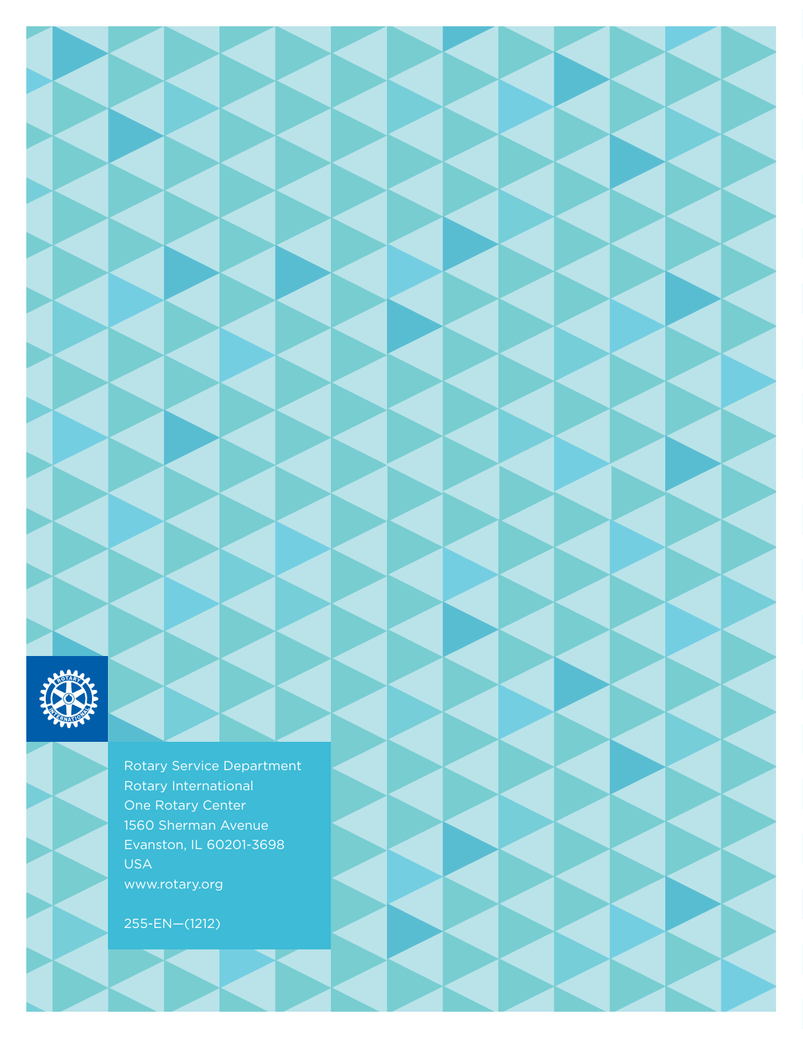Rotary Service Department
Rotary International
One Rotary Center
1560 Sherman Avenue
Evanston, IL 60201-3698
USA
www.rotary.org

255-EN—(1212)